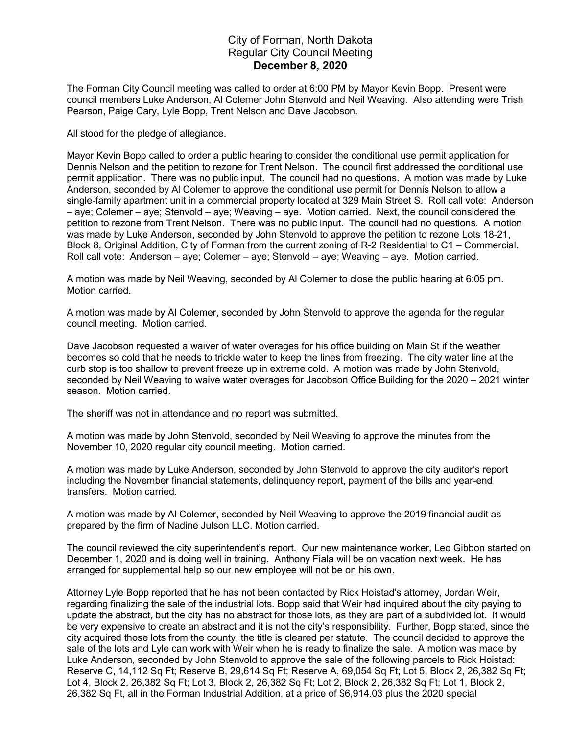# City of Forman, North Dakota
## Regular City Council Meeting
**December 8, 2020**

The Forman City Council meeting was called to order at 6:00 PM by Mayor Kevin Bopp. Present were council members Luke Anderson, Al Colemer John Stenvold and Neil Weaving. Also attending were Trish Pearson, Paige Cary, Lyle Bopp, Trent Nelson and Dave Jacobson.

All stood for the pledge of allegiance.

Mayor Kevin Bopp called to order a public hearing to consider the conditional use permit application for Dennis Nelson and the petition to rezone for Trent Nelson. The council first addressed the conditional use permit application. There was no public input. The council had no questions. A motion was made by Luke Anderson, seconded by Al Colemer to approve the conditional use permit for Dennis Nelson to allow a single-family apartment unit in a commercial property located at 329 Main Street S. Roll call vote: Anderson – aye; Colemer – aye; Stenvold – aye; Weaving – aye. Motion carried. Next, the council considered the petition to rezone from Trent Nelson. There was no public input. The council had no questions. A motion was made by Luke Anderson, seconded by John Stenvold to approve the petition to rezone Lots 18-21, Block 8, Original Addition, City of Forman from the current zoning of R-2 Residential to C1 – Commercial. Roll call vote: Anderson – aye; Colemer – aye; Stenvold – aye; Weaving – aye. Motion carried.

A motion was made by Neil Weaving, seconded by Al Colemer to close the public hearing at 6:05 pm. Motion carried.

A motion was made by Al Colemer, seconded by John Stenvold to approve the agenda for the regular council meeting. Motion carried.

Dave Jacobson requested a waiver of water overages for his office building on Main St if the weather becomes so cold that he needs to trickle water to keep the lines from freezing. The city water line at the curb stop is too shallow to prevent freeze up in extreme cold. A motion was made by John Stenvold, seconded by Neil Weaving to waive water overages for Jacobson Office Building for the 2020 – 2021 winter season. Motion carried.

The sheriff was not in attendance and no report was submitted.

A motion was made by John Stenvold, seconded by Neil Weaving to approve the minutes from the November 10, 2020 regular city council meeting. Motion carried.

A motion was made by Luke Anderson, seconded by John Stenvold to approve the city auditor's report including the November financial statements, delinquency report, payment of the bills and year-end transfers. Motion carried.

A motion was made by Al Colemer, seconded by Neil Weaving to approve the 2019 financial audit as prepared by the firm of Nadine Julson LLC. Motion carried.

The council reviewed the city superintendent's report. Our new maintenance worker, Leo Gibbon started on December 1, 2020 and is doing well in training. Anthony Fiala will be on vacation next week. He has arranged for supplemental help so our new employee will not be on his own.

Attorney Lyle Bopp reported that he has not been contacted by Rick Hoistad's attorney, Jordan Weir, regarding finalizing the sale of the industrial lots. Bopp said that Weir had inquired about the city paying to update the abstract, but the city has no abstract for those lots, as they are part of a subdivided lot. It would be very expensive to create an abstract and it is not the city's responsibility. Further, Bopp stated, since the city acquired those lots from the county, the title is cleared per statute. The council decided to approve the sale of the lots and Lyle can work with Weir when he is ready to finalize the sale. A motion was made by Luke Anderson, seconded by John Stenvold to approve the sale of the following parcels to Rick Hoistad: Reserve C, 14,112 Sq Ft; Reserve B, 29,614 Sq Ft; Reserve A, 69,054 Sq Ft; Lot 5, Block 2, 26,382 Sq Ft; Lot 4, Block 2, 26,382 Sq Ft; Lot 3, Block 2, 26,382 Sq Ft; Lot 2, Block 2, 26,382 Sq Ft; Lot 1, Block 2, 26,382 Sq Ft, all in the Forman Industrial Addition, at a price of $6,914.03 plus the 2020 special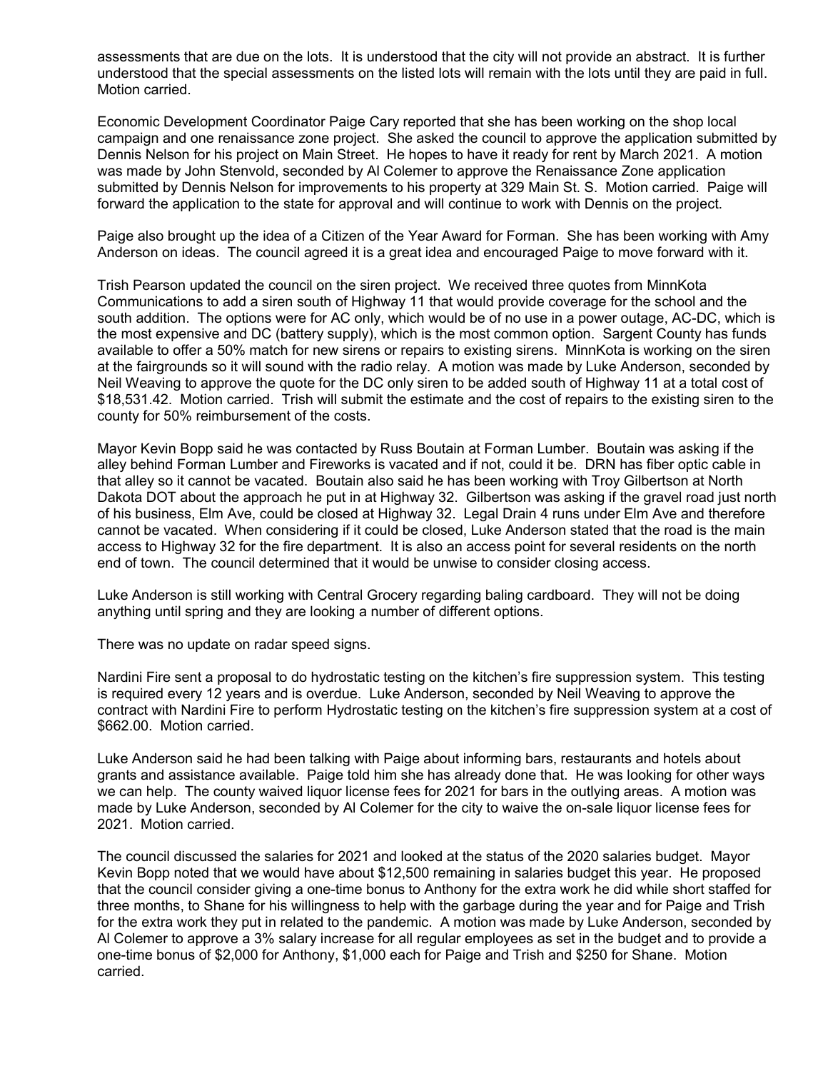assessments that are due on the lots. It is understood that the city will not provide an abstract. It is further understood that the special assessments on the listed lots will remain with the lots until they are paid in full. Motion carried.

Economic Development Coordinator Paige Cary reported that she has been working on the shop local campaign and one renaissance zone project. She asked the council to approve the application submitted by Dennis Nelson for his project on Main Street. He hopes to have it ready for rent by March 2021. A motion was made by John Stenvold, seconded by Al Colemer to approve the Renaissance Zone application submitted by Dennis Nelson for improvements to his property at 329 Main St. S. Motion carried. Paige will forward the application to the state for approval and will continue to work with Dennis on the project.

Paige also brought up the idea of a Citizen of the Year Award for Forman. She has been working with Amy Anderson on ideas. The council agreed it is a great idea and encouraged Paige to move forward with it.

Trish Pearson updated the council on the siren project. We received three quotes from MinnKota Communications to add a siren south of Highway 11 that would provide coverage for the school and the south addition. The options were for AC only, which would be of no use in a power outage, AC-DC, which is the most expensive and DC (battery supply), which is the most common option. Sargent County has funds available to offer a 50% match for new sirens or repairs to existing sirens. MinnKota is working on the siren at the fairgrounds so it will sound with the radio relay. A motion was made by Luke Anderson, seconded by Neil Weaving to approve the quote for the DC only siren to be added south of Highway 11 at a total cost of \$18,531.42. Motion carried. Trish will submit the estimate and the cost of repairs to the existing siren to the county for 50% reimbursement of the costs.

Mayor Kevin Bopp said he was contacted by Russ Boutain at Forman Lumber. Boutain was asking if the alley behind Forman Lumber and Fireworks is vacated and if not, could it be. DRN has fiber optic cable in that alley so it cannot be vacated. Boutain also said he has been working with Troy Gilbertson at North Dakota DOT about the approach he put in at Highway 32. Gilbertson was asking if the gravel road just north of his business, Elm Ave, could be closed at Highway 32. Legal Drain 4 runs under Elm Ave and therefore cannot be vacated. When considering if it could be closed, Luke Anderson stated that the road is the main access to Highway 32 for the fire department. It is also an access point for several residents on the north end of town. The council determined that it would be unwise to consider closing access.

Luke Anderson is still working with Central Grocery regarding baling cardboard. They will not be doing anything until spring and they are looking a number of different options.

There was no update on radar speed signs.

Nardini Fire sent a proposal to do hydrostatic testing on the kitchen's fire suppression system. This testing is required every 12 years and is overdue. Luke Anderson, seconded by Neil Weaving to approve the contract with Nardini Fire to perform Hydrostatic testing on the kitchen's fire suppression system at a cost of \$662.00. Motion carried.

Luke Anderson said he had been talking with Paige about informing bars, restaurants and hotels about grants and assistance available. Paige told him she has already done that. He was looking for other ways we can help. The county waived liquor license fees for 2021 for bars in the outlying areas. A motion was made by Luke Anderson, seconded by Al Colemer for the city to waive the on-sale liquor license fees for 2021. Motion carried.

The council discussed the salaries for 2021 and looked at the status of the 2020 salaries budget. Mayor Kevin Bopp noted that we would have about \$12,500 remaining in salaries budget this year. He proposed that the council consider giving a one-time bonus to Anthony for the extra work he did while short staffed for three months, to Shane for his willingness to help with the garbage during the year and for Paige and Trish for the extra work they put in related to the pandemic. A motion was made by Luke Anderson, seconded by Al Colemer to approve a 3% salary increase for all regular employees as set in the budget and to provide a one-time bonus of \$2,000 for Anthony, \$1,000 each for Paige and Trish and \$250 for Shane. Motion carried.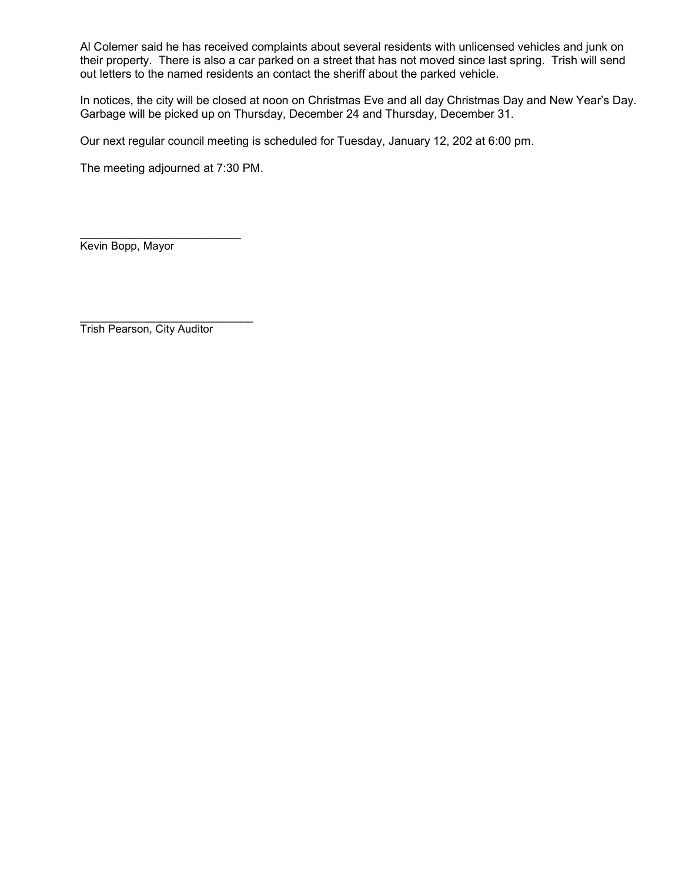Al Colemer said he has received complaints about several residents with unlicensed vehicles and junk on their property. There is also a car parked on a street that has not moved since last spring. Trish will send out letters to the named residents an contact the sheriff about the parked vehicle.

In notices, the city will be closed at noon on Christmas Eve and all day Christmas Day and New Year's Day. Garbage will be picked up on Thursday, December 24 and Thursday, December 31.

Our next regular council meeting is scheduled for Tuesday, January 12, 202 at 6:00 pm.

The meeting adjourned at 7:30 PM.

___________________________
Kevin Bopp, Mayor

_____________________________
Trish Pearson, City Auditor